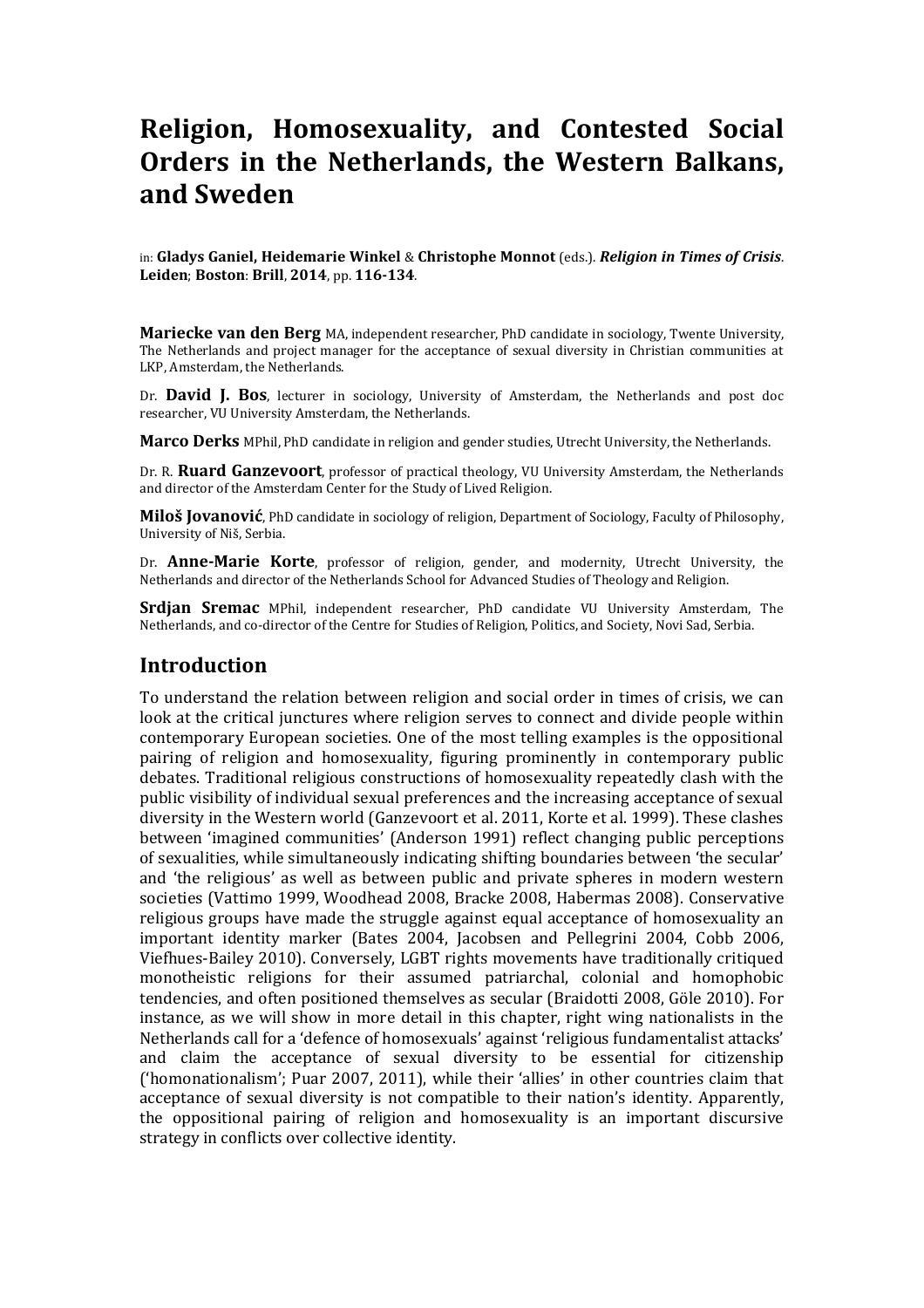# Religion, Homosexuality, and Contested Social Orders in the Netherlands, the Western Balkans, and Sweden

in: **Gladys Ganiel, Heidemarie Winkel** & **Christophe Monnot** (eds.). ***Religion in Times of Crisis***. **Leiden**; **Boston**: **Brill**, **2014**, pp. **116-134**.

**Mariecke van den Berg** MA, independent researcher, PhD candidate in sociology, Twente University, The Netherlands and project manager for the acceptance of sexual diversity in Christian communities at LKP, Amsterdam, the Netherlands.

Dr. **David J. Bos**, lecturer in sociology, University of Amsterdam, the Netherlands and post doc researcher, VU University Amsterdam, the Netherlands.

**Marco Derks** MPhil, PhD candidate in religion and gender studies, Utrecht University, the Netherlands.

Dr. R. **Ruard Ganzevoort**, professor of practical theology, VU University Amsterdam, the Netherlands and director of the Amsterdam Center for the Study of Lived Religion.

**Miloš Jovanović**, PhD candidate in sociology of religion, Department of Sociology, Faculty of Philosophy, University of Niš, Serbia.

Dr. **Anne-Marie Korte**, professor of religion, gender, and modernity, Utrecht University, the Netherlands and director of the Netherlands School for Advanced Studies of Theology and Religion.

**Srdjan Sremac** MPhil, independent researcher, PhD candidate VU University Amsterdam, The Netherlands, and co-director of the Centre for Studies of Religion, Politics, and Society, Novi Sad, Serbia.

## Introduction

To understand the relation between religion and social order in times of crisis, we can look at the critical junctures where religion serves to connect and divide people within contemporary European societies. One of the most telling examples is the oppositional pairing of religion and homosexuality, figuring prominently in contemporary public debates. Traditional religious constructions of homosexuality repeatedly clash with the public visibility of individual sexual preferences and the increasing acceptance of sexual diversity in the Western world (Ganzevoort et al. 2011, Korte et al. 1999). These clashes between 'imagined communities' (Anderson 1991) reflect changing public perceptions of sexualities, while simultaneously indicating shifting boundaries between 'the secular' and 'the religious' as well as between public and private spheres in modern western societies (Vattimo 1999, Woodhead 2008, Bracke 2008, Habermas 2008). Conservative religious groups have made the struggle against equal acceptance of homosexuality an important identity marker (Bates 2004, Jacobsen and Pellegrini 2004, Cobb 2006, Viefhues-Bailey 2010). Conversely, LGBT rights movements have traditionally critiqued monotheistic religions for their assumed patriarchal, colonial and homophobic tendencies, and often positioned themselves as secular (Braidotti 2008, Göle 2010). For instance, as we will show in more detail in this chapter, right wing nationalists in the Netherlands call for a 'defence of homosexuals' against 'religious fundamentalist attacks' and claim the acceptance of sexual diversity to be essential for citizenship ('homonationalism'; Puar 2007, 2011), while their 'allies' in other countries claim that acceptance of sexual diversity is not compatible to their nation's identity. Apparently, the oppositional pairing of religion and homosexuality is an important discursive strategy in conflicts over collective identity.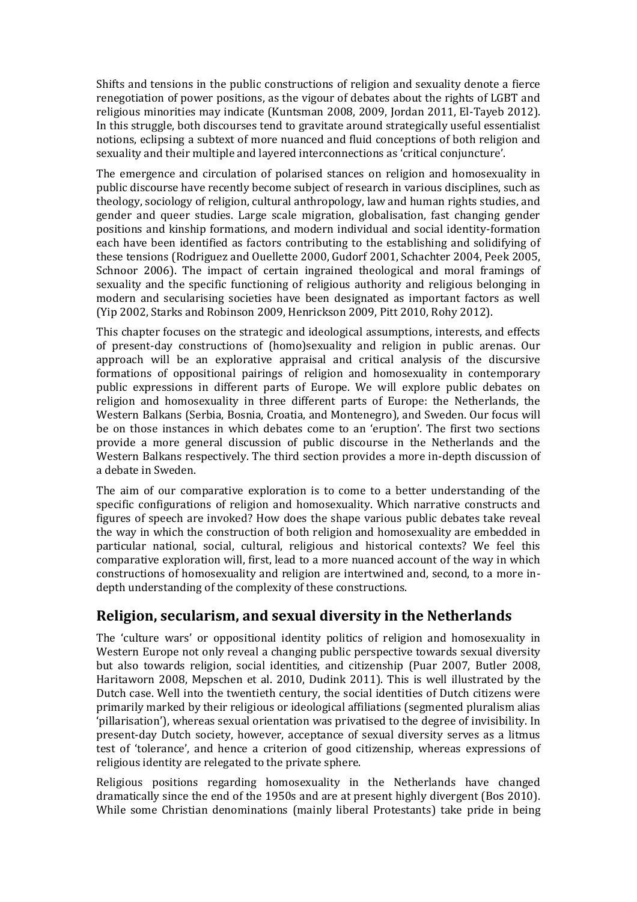Shifts and tensions in the public constructions of religion and sexuality denote a fierce renegotiation of power positions, as the vigour of debates about the rights of LGBT and religious minorities may indicate (Kuntsman 2008, 2009, Jordan 2011, El-Tayeb 2012). In this struggle, both discourses tend to gravitate around strategically useful essentialist notions, eclipsing a subtext of more nuanced and fluid conceptions of both religion and sexuality and their multiple and layered interconnections as 'critical conjuncture'.

The emergence and circulation of polarised stances on religion and homosexuality in public discourse have recently become subject of research in various disciplines, such as theology, sociology of religion, cultural anthropology, law and human rights studies, and gender and queer studies. Large scale migration, globalisation, fast changing gender positions and kinship formations, and modern individual and social identity-formation each have been identified as factors contributing to the establishing and solidifying of these tensions (Rodriguez and Ouellette 2000, Gudorf 2001, Schachter 2004, Peek 2005, Schnoor 2006). The impact of certain ingrained theological and moral framings of sexuality and the specific functioning of religious authority and religious belonging in modern and secularising societies have been designated as important factors as well (Yip 2002, Starks and Robinson 2009, Henrickson 2009, Pitt 2010, Rohy 2012).

This chapter focuses on the strategic and ideological assumptions, interests, and effects of present-day constructions of (homo)sexuality and religion in public arenas. Our approach will be an explorative appraisal and critical analysis of the discursive formations of oppositional pairings of religion and homosexuality in contemporary public expressions in different parts of Europe. We will explore public debates on religion and homosexuality in three different parts of Europe: the Netherlands, the Western Balkans (Serbia, Bosnia, Croatia, and Montenegro), and Sweden. Our focus will be on those instances in which debates come to an 'eruption'. The first two sections provide a more general discussion of public discourse in the Netherlands and the Western Balkans respectively. The third section provides a more in-depth discussion of a debate in Sweden.

The aim of our comparative exploration is to come to a better understanding of the specific configurations of religion and homosexuality. Which narrative constructs and figures of speech are invoked? How does the shape various public debates take reveal the way in which the construction of both religion and homosexuality are embedded in particular national, social, cultural, religious and historical contexts? We feel this comparative exploration will, first, lead to a more nuanced account of the way in which constructions of homosexuality and religion are intertwined and, second, to a more in-depth understanding of the complexity of these constructions.

## Religion, secularism, and sexual diversity in the Netherlands

The 'culture wars' or oppositional identity politics of religion and homosexuality in Western Europe not only reveal a changing public perspective towards sexual diversity but also towards religion, social identities, and citizenship (Puar 2007, Butler 2008, Haritaworn 2008, Mepschen et al. 2010, Dudink 2011). This is well illustrated by the Dutch case. Well into the twentieth century, the social identities of Dutch citizens were primarily marked by their religious or ideological affiliations (segmented pluralism alias 'pillarisation'), whereas sexual orientation was privatised to the degree of invisibility. In present-day Dutch society, however, acceptance of sexual diversity serves as a litmus test of 'tolerance', and hence a criterion of good citizenship, whereas expressions of religious identity are relegated to the private sphere.

Religious positions regarding homosexuality in the Netherlands have changed dramatically since the end of the 1950s and are at present highly divergent (Bos 2010). While some Christian denominations (mainly liberal Protestants) take pride in being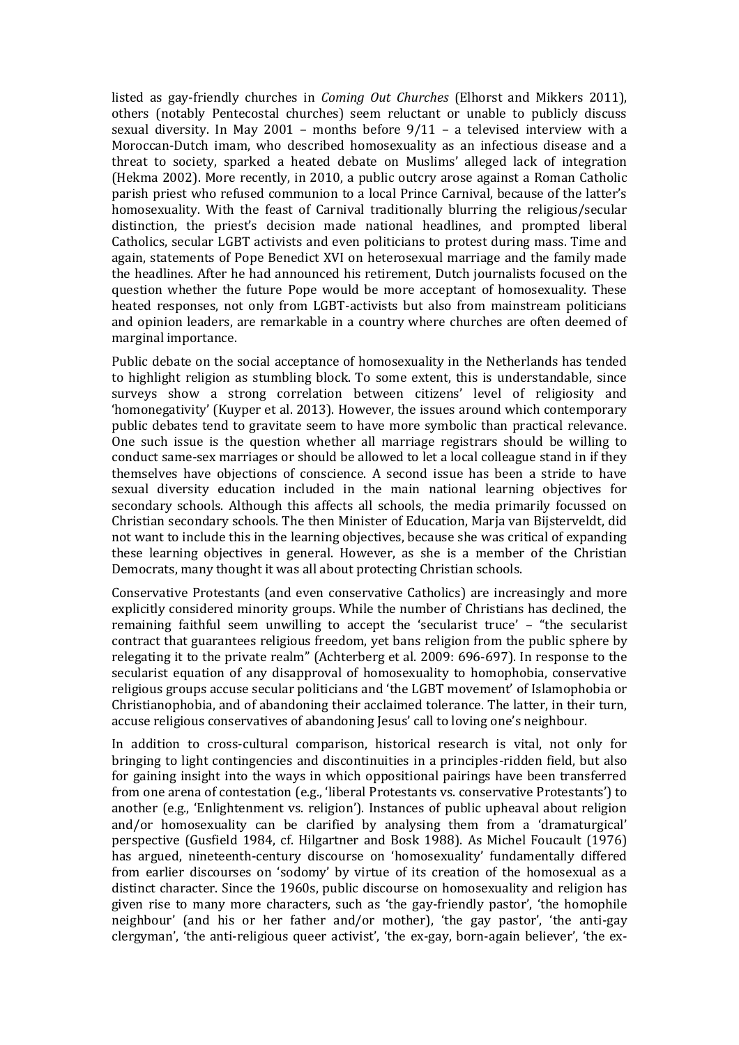listed as gay-friendly churches in *Coming Out Churches* (Elhorst and Mikkers 2011), others (notably Pentecostal churches) seem reluctant or unable to publicly discuss sexual diversity. In May 2001 – months before 9/11 – a televised interview with a Moroccan-Dutch imam, who described homosexuality as an infectious disease and a threat to society, sparked a heated debate on Muslims' alleged lack of integration (Hekma 2002). More recently, in 2010, a public outcry arose against a Roman Catholic parish priest who refused communion to a local Prince Carnival, because of the latter's homosexuality. With the feast of Carnival traditionally blurring the religious/secular distinction, the priest's decision made national headlines, and prompted liberal Catholics, secular LGBT activists and even politicians to protest during mass. Time and again, statements of Pope Benedict XVI on heterosexual marriage and the family made the headlines. After he had announced his retirement, Dutch journalists focused on the question whether the future Pope would be more acceptant of homosexuality. These heated responses, not only from LGBT-activists but also from mainstream politicians and opinion leaders, are remarkable in a country where churches are often deemed of marginal importance.

Public debate on the social acceptance of homosexuality in the Netherlands has tended to highlight religion as stumbling block. To some extent, this is understandable, since surveys show a strong correlation between citizens' level of religiosity and 'homonegativity' (Kuyper et al. 2013). However, the issues around which contemporary public debates tend to gravitate seem to have more symbolic than practical relevance. One such issue is the question whether all marriage registrars should be willing to conduct same-sex marriages or should be allowed to let a local colleague stand in if they themselves have objections of conscience. A second issue has been a stride to have sexual diversity education included in the main national learning objectives for secondary schools. Although this affects all schools, the media primarily focussed on Christian secondary schools. The then Minister of Education, Marja van Bijsterveldt, did not want to include this in the learning objectives, because she was critical of expanding these learning objectives in general. However, as she is a member of the Christian Democrats, many thought it was all about protecting Christian schools.

Conservative Protestants (and even conservative Catholics) are increasingly and more explicitly considered minority groups. While the number of Christians has declined, the remaining faithful seem unwilling to accept the 'secularist truce' – "the secularist contract that guarantees religious freedom, yet bans religion from the public sphere by relegating it to the private realm" (Achterberg et al. 2009: 696-697). In response to the secularist equation of any disapproval of homosexuality to homophobia, conservative religious groups accuse secular politicians and 'the LGBT movement' of Islamophobia or Christianophobia, and of abandoning their acclaimed tolerance. The latter, in their turn, accuse religious conservatives of abandoning Jesus' call to loving one's neighbour.

In addition to cross-cultural comparison, historical research is vital, not only for bringing to light contingencies and discontinuities in a principles-ridden field, but also for gaining insight into the ways in which oppositional pairings have been transferred from one arena of contestation (e.g., 'liberal Protestants vs. conservative Protestants') to another (e.g., 'Enlightenment vs. religion'). Instances of public upheaval about religion and/or homosexuality can be clarified by analysing them from a 'dramaturgical' perspective (Gusfield 1984, cf. Hilgartner and Bosk 1988). As Michel Foucault (1976) has argued, nineteenth-century discourse on 'homosexuality' fundamentally differed from earlier discourses on 'sodomy' by virtue of its creation of the homosexual as a distinct character. Since the 1960s, public discourse on homosexuality and religion has given rise to many more characters, such as 'the gay-friendly pastor', 'the homophile neighbour' (and his or her father and/or mother), 'the gay pastor', 'the anti-gay clergyman', 'the anti-religious queer activist', 'the ex-gay, born-again believer', 'the ex-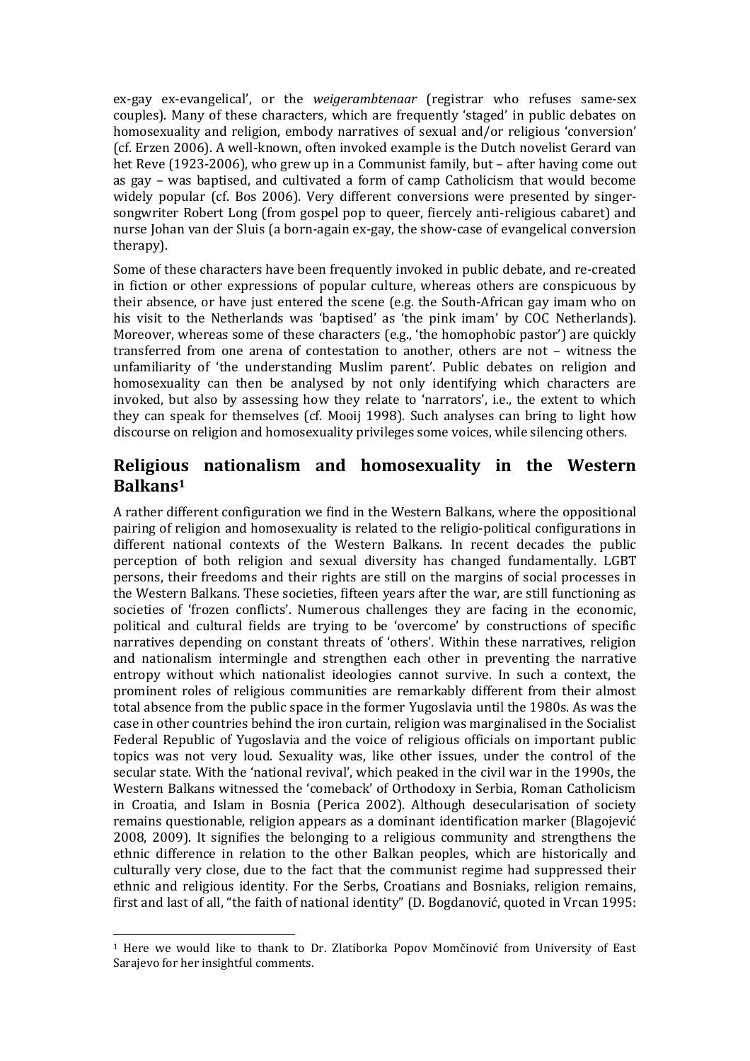ex-gay ex-evangelical', or the *weigerambtenaar* (registrar who refuses same-sex couples). Many of these characters, which are frequently 'staged' in public debates on homosexuality and religion, embody narratives of sexual and/or religious 'conversion' (cf. Erzen 2006). A well-known, often invoked example is the Dutch novelist Gerard van het Reve (1923-2006), who grew up in a Communist family, but – after having come out as gay – was baptised, and cultivated a form of camp Catholicism that would become widely popular (cf. Bos 2006). Very different conversions were presented by singer-songwriter Robert Long (from gospel pop to queer, fiercely anti-religious cabaret) and nurse Johan van der Sluis (a born-again ex-gay, the show-case of evangelical conversion therapy).

Some of these characters have been frequently invoked in public debate, and re-created in fiction or other expressions of popular culture, whereas others are conspicuous by their absence, or have just entered the scene (e.g. the South-African gay imam who on his visit to the Netherlands was 'baptised' as 'the pink imam' by COC Netherlands). Moreover, whereas some of these characters (e.g., 'the homophobic pastor') are quickly transferred from one arena of contestation to another, others are not – witness the unfamiliarity of 'the understanding Muslim parent'. Public debates on religion and homosexuality can then be analysed by not only identifying which characters are invoked, but also by assessing how they relate to 'narrators', i.e., the extent to which they can speak for themselves (cf. Mooij 1998). Such analyses can bring to light how discourse on religion and homosexuality privileges some voices, while silencing others.

## Religious nationalism and homosexuality in the Western Balkans[1]

A rather different configuration we find in the Western Balkans, where the oppositional pairing of religion and homosexuality is related to the religio-political configurations in different national contexts of the Western Balkans. In recent decades the public perception of both religion and sexual diversity has changed fundamentally. LGBT persons, their freedoms and their rights are still on the margins of social processes in the Western Balkans. These societies, fifteen years after the war, are still functioning as societies of 'frozen conflicts'. Numerous challenges they are facing in the economic, political and cultural fields are trying to be 'overcome' by constructions of specific narratives depending on constant threats of 'others'. Within these narratives, religion and nationalism intermingle and strengthen each other in preventing the narrative entropy without which nationalist ideologies cannot survive. In such a context, the prominent roles of religious communities are remarkably different from their almost total absence from the public space in the former Yugoslavia until the 1980s. As was the case in other countries behind the iron curtain, religion was marginalised in the Socialist Federal Republic of Yugoslavia and the voice of religious officials on important public topics was not very loud. Sexuality was, like other issues, under the control of the secular state. With the 'national revival', which peaked in the civil war in the 1990s, the Western Balkans witnessed the 'comeback' of Orthodoxy in Serbia, Roman Catholicism in Croatia, and Islam in Bosnia (Perica 2002). Although desecularisation of society remains questionable, religion appears as a dominant identification marker (Blagojević 2008, 2009). It signifies the belonging to a religious community and strengthens the ethnic difference in relation to the other Balkan peoples, which are historically and culturally very close, due to the fact that the communist regime had suppressed their ethnic and religious identity. For the Serbs, Croatians and Bosniaks, religion remains, first and last of all, "the faith of national identity" (D. Bogdanović, quoted in Vrcan 1995:

[1] Here we would like to thank to Dr. Zlatiborka Popov Momčinović from University of East Sarajevo for her insightful comments.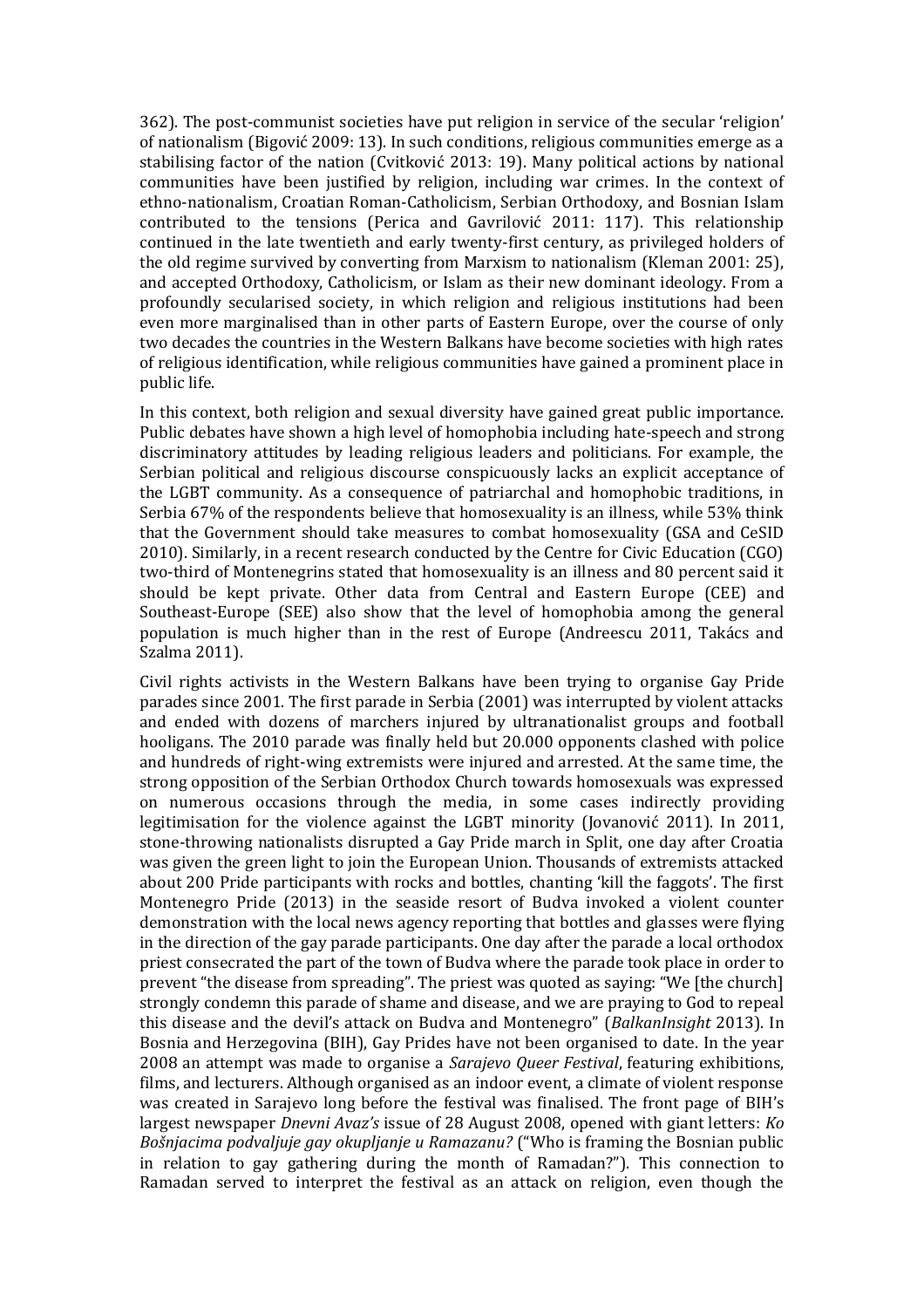362). The post-communist societies have put religion in service of the secular 'religion' of nationalism (Bigović 2009: 13). In such conditions, religious communities emerge as a stabilising factor of the nation (Cvitković 2013: 19). Many political actions by national communities have been justified by religion, including war crimes. In the context of ethno-nationalism, Croatian Roman-Catholicism, Serbian Orthodoxy, and Bosnian Islam contributed to the tensions (Perica and Gavrilović 2011: 117). This relationship continued in the late twentieth and early twenty-first century, as privileged holders of the old regime survived by converting from Marxism to nationalism (Kleman 2001: 25), and accepted Orthodoxy, Catholicism, or Islam as their new dominant ideology. From a profoundly secularised society, in which religion and religious institutions had been even more marginalised than in other parts of Eastern Europe, over the course of only two decades the countries in the Western Balkans have become societies with high rates of religious identification, while religious communities have gained a prominent place in public life.

In this context, both religion and sexual diversity have gained great public importance. Public debates have shown a high level of homophobia including hate-speech and strong discriminatory attitudes by leading religious leaders and politicians. For example, the Serbian political and religious discourse conspicuously lacks an explicit acceptance of the LGBT community. As a consequence of patriarchal and homophobic traditions, in Serbia 67% of the respondents believe that homosexuality is an illness, while 53% think that the Government should take measures to combat homosexuality (GSA and CeSID 2010). Similarly, in a recent research conducted by the Centre for Civic Education (CGO) two-third of Montenegrins stated that homosexuality is an illness and 80 percent said it should be kept private. Other data from Central and Eastern Europe (CEE) and Southeast-Europe (SEE) also show that the level of homophobia among the general population is much higher than in the rest of Europe (Andreescu 2011, Takács and Szalma 2011).

Civil rights activists in the Western Balkans have been trying to organise Gay Pride parades since 2001. The first parade in Serbia (2001) was interrupted by violent attacks and ended with dozens of marchers injured by ultranationalist groups and football hooligans. The 2010 parade was finally held but 20.000 opponents clashed with police and hundreds of right-wing extremists were injured and arrested. At the same time, the strong opposition of the Serbian Orthodox Church towards homosexuals was expressed on numerous occasions through the media, in some cases indirectly providing legitimisation for the violence against the LGBT minority (Jovanović 2011). In 2011, stone-throwing nationalists disrupted a Gay Pride march in Split, one day after Croatia was given the green light to join the European Union. Thousands of extremists attacked about 200 Pride participants with rocks and bottles, chanting 'kill the faggots'. The first Montenegro Pride (2013) in the seaside resort of Budva invoked a violent counter demonstration with the local news agency reporting that bottles and glasses were flying in the direction of the gay parade participants. One day after the parade a local orthodox priest consecrated the part of the town of Budva where the parade took place in order to prevent "the disease from spreading". The priest was quoted as saying: "We [the church] strongly condemn this parade of shame and disease, and we are praying to God to repeal this disease and the devil's attack on Budva and Montenegro" (*BalkanInsight* 2013). In Bosnia and Herzegovina (BIH), Gay Prides have not been organised to date. In the year 2008 an attempt was made to organise a *Sarajevo Queer Festival*, featuring exhibitions, films, and lecturers. Although organised as an indoor event, a climate of violent response was created in Sarajevo long before the festival was finalised. The front page of BIH's largest newspaper *Dnevni Avaz's* issue of 28 August 2008, opened with giant letters: *Ko Bošnjacima podvaljuje gay okupljanje u Ramazanu?* ("Who is framing the Bosnian public in relation to gay gathering during the month of Ramadan?"). This connection to Ramadan served to interpret the festival as an attack on religion, even though the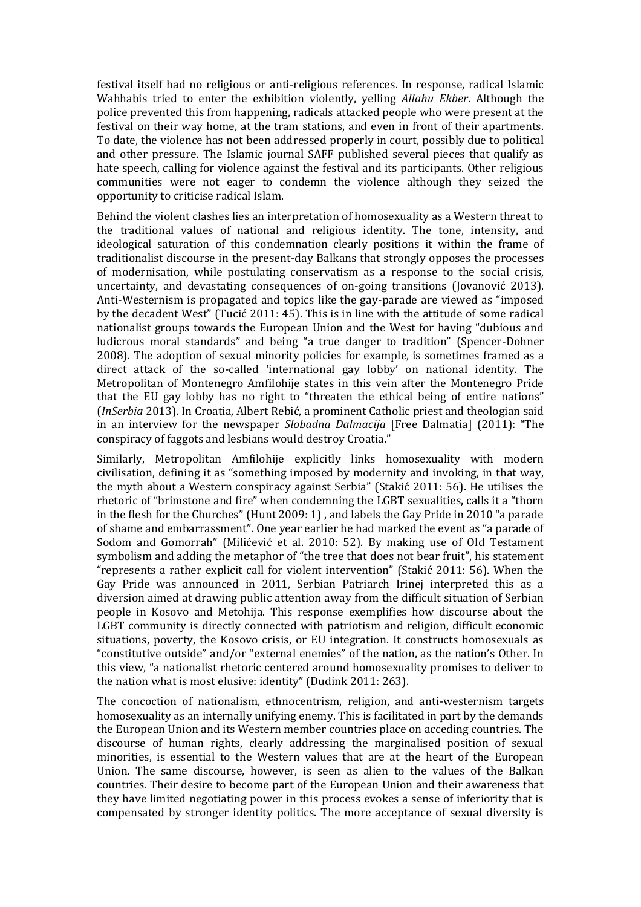festival itself had no religious or anti-religious references. In response, radical Islamic Wahhabis tried to enter the exhibition violently, yelling *Allahu Ekber*. Although the police prevented this from happening, radicals attacked people who were present at the festival on their way home, at the tram stations, and even in front of their apartments. To date, the violence has not been addressed properly in court, possibly due to political and other pressure. The Islamic journal SAFF published several pieces that qualify as hate speech, calling for violence against the festival and its participants. Other religious communities were not eager to condemn the violence although they seized the opportunity to criticise radical Islam.

Behind the violent clashes lies an interpretation of homosexuality as a Western threat to the traditional values of national and religious identity. The tone, intensity, and ideological saturation of this condemnation clearly positions it within the frame of traditionalist discourse in the present-day Balkans that strongly opposes the processes of modernisation, while postulating conservatism as a response to the social crisis, uncertainty, and devastating consequences of on-going transitions (Jovanović 2013). Anti-Westernism is propagated and topics like the gay-parade are viewed as "imposed by the decadent West" (Tucić 2011: 45). This is in line with the attitude of some radical nationalist groups towards the European Union and the West for having "dubious and ludicrous moral standards" and being "a true danger to tradition" (Spencer-Dohner 2008). The adoption of sexual minority policies for example, is sometimes framed as a direct attack of the so-called 'international gay lobby' on national identity. The Metropolitan of Montenegro Amfilohije states in this vein after the Montenegro Pride that the EU gay lobby has no right to "threaten the ethical being of entire nations" (*InSerbia* 2013). In Croatia, Albert Rebić, a prominent Catholic priest and theologian said in an interview for the newspaper *Slobadna Dalmacija* [Free Dalmatia] (2011): "The conspiracy of faggots and lesbians would destroy Croatia."

Similarly, Metropolitan Amfilohije explicitly links homosexuality with modern civilisation, defining it as "something imposed by modernity and invoking, in that way, the myth about a Western conspiracy against Serbia" (Stakić 2011: 56). He utilises the rhetoric of "brimstone and fire" when condemning the LGBT sexualities, calls it a "thorn in the flesh for the Churches" (Hunt 2009: 1) , and labels the Gay Pride in 2010 "a parade of shame and embarrassment". One year earlier he had marked the event as "a parade of Sodom and Gomorrah" (Milićević et al. 2010: 52). By making use of Old Testament symbolism and adding the metaphor of "the tree that does not bear fruit", his statement "represents a rather explicit call for violent intervention" (Stakić 2011: 56). When the Gay Pride was announced in 2011, Serbian Patriarch Irinej interpreted this as a diversion aimed at drawing public attention away from the difficult situation of Serbian people in Kosovo and Metohija. This response exemplifies how discourse about the LGBT community is directly connected with patriotism and religion, difficult economic situations, poverty, the Kosovo crisis, or EU integration. It constructs homosexuals as "constitutive outside" and/or "external enemies" of the nation, as the nation's Other. In this view, "a nationalist rhetoric centered around homosexuality promises to deliver to the nation what is most elusive: identity" (Dudink 2011: 263).

The concoction of nationalism, ethnocentrism, religion, and anti-westernism targets homosexuality as an internally unifying enemy. This is facilitated in part by the demands the European Union and its Western member countries place on acceding countries. The discourse of human rights, clearly addressing the marginalised position of sexual minorities, is essential to the Western values that are at the heart of the European Union. The same discourse, however, is seen as alien to the values of the Balkan countries. Their desire to become part of the European Union and their awareness that they have limited negotiating power in this process evokes a sense of inferiority that is compensated by stronger identity politics. The more acceptance of sexual diversity is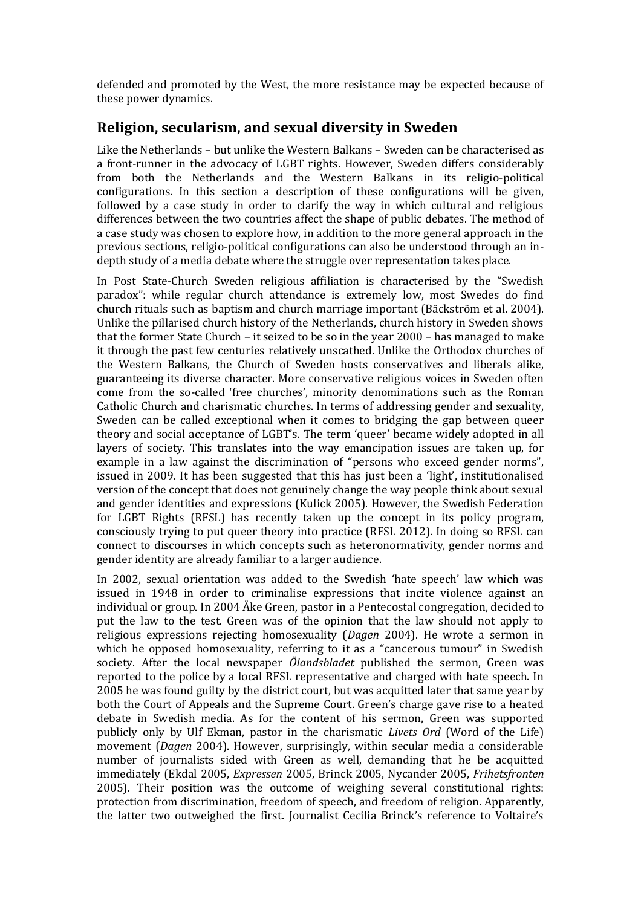defended and promoted by the West, the more resistance may be expected because of these power dynamics.

## Religion, secularism, and sexual diversity in Sweden

Like the Netherlands – but unlike the Western Balkans – Sweden can be characterised as a front-runner in the advocacy of LGBT rights. However, Sweden differs considerably from both the Netherlands and the Western Balkans in its religio-political configurations. In this section a description of these configurations will be given, followed by a case study in order to clarify the way in which cultural and religious differences between the two countries affect the shape of public debates. The method of a case study was chosen to explore how, in addition to the more general approach in the previous sections, religio-political configurations can also be understood through an in-depth study of a media debate where the struggle over representation takes place.

In Post State-Church Sweden religious affiliation is characterised by the "Swedish paradox": while regular church attendance is extremely low, most Swedes do find church rituals such as baptism and church marriage important (Bäckström et al. 2004). Unlike the pillarised church history of the Netherlands, church history in Sweden shows that the former State Church – it seized to be so in the year 2000 – has managed to make it through the past few centuries relatively unscathed. Unlike the Orthodox churches of the Western Balkans, the Church of Sweden hosts conservatives and liberals alike, guaranteeing its diverse character. More conservative religious voices in Sweden often come from the so-called 'free churches', minority denominations such as the Roman Catholic Church and charismatic churches. In terms of addressing gender and sexuality, Sweden can be called exceptional when it comes to bridging the gap between queer theory and social acceptance of LGBT's. The term 'queer' became widely adopted in all layers of society. This translates into the way emancipation issues are taken up, for example in a law against the discrimination of "persons who exceed gender norms", issued in 2009. It has been suggested that this has just been a 'light', institutionalised version of the concept that does not genuinely change the way people think about sexual and gender identities and expressions (Kulick 2005). However, the Swedish Federation for LGBT Rights (RFSL) has recently taken up the concept in its policy program, consciously trying to put queer theory into practice (RFSL 2012). In doing so RFSL can connect to discourses in which concepts such as heteronormativity, gender norms and gender identity are already familiar to a larger audience.

In 2002, sexual orientation was added to the Swedish 'hate speech' law which was issued in 1948 in order to criminalise expressions that incite violence against an individual or group. In 2004 Åke Green, pastor in a Pentecostal congregation, decided to put the law to the test. Green was of the opinion that the law should not apply to religious expressions rejecting homosexuality (*Dagen* 2004). He wrote a sermon in which he opposed homosexuality, referring to it as a "cancerous tumour" in Swedish society. After the local newspaper *Ölandsbladet* published the sermon, Green was reported to the police by a local RFSL representative and charged with hate speech. In 2005 he was found guilty by the district court, but was acquitted later that same year by both the Court of Appeals and the Supreme Court. Green's charge gave rise to a heated debate in Swedish media. As for the content of his sermon, Green was supported publicly only by Ulf Ekman, pastor in the charismatic *Livets Ord* (Word of the Life) movement (*Dagen* 2004). However, surprisingly, within secular media a considerable number of journalists sided with Green as well, demanding that he be acquitted immediately (Ekdal 2005, *Expressen* 2005, Brinck 2005, Nycander 2005, *Frihetsfronten* 2005). Their position was the outcome of weighing several constitutional rights: protection from discrimination, freedom of speech, and freedom of religion. Apparently, the latter two outweighed the first. Journalist Cecilia Brinck's reference to Voltaire's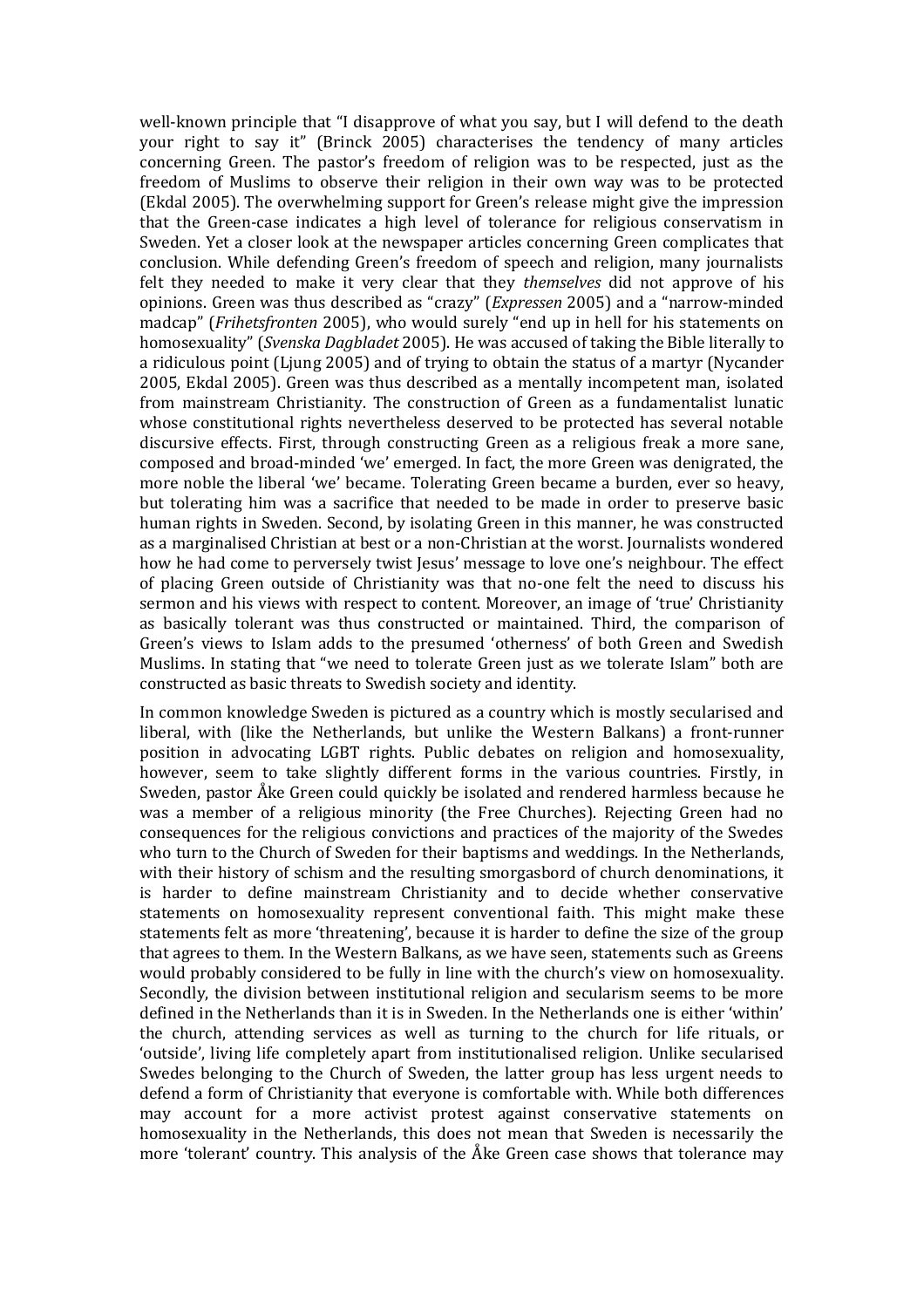well-known principle that "I disapprove of what you say, but I will defend to the death your right to say it" (Brinck 2005) characterises the tendency of many articles concerning Green. The pastor's freedom of religion was to be respected, just as the freedom of Muslims to observe their religion in their own way was to be protected (Ekdal 2005). The overwhelming support for Green's release might give the impression that the Green-case indicates a high level of tolerance for religious conservatism in Sweden. Yet a closer look at the newspaper articles concerning Green complicates that conclusion. While defending Green's freedom of speech and religion, many journalists felt they needed to make it very clear that they *themselves* did not approve of his opinions. Green was thus described as "crazy" (*Expressen* 2005) and a "narrow-minded madcap" (*Frihetsfronten* 2005), who would surely "end up in hell for his statements on homosexuality" (*Svenska Dagbladet* 2005). He was accused of taking the Bible literally to a ridiculous point (Ljung 2005) and of trying to obtain the status of a martyr (Nycander 2005, Ekdal 2005). Green was thus described as a mentally incompetent man, isolated from mainstream Christianity. The construction of Green as a fundamentalist lunatic whose constitutional rights nevertheless deserved to be protected has several notable discursive effects. First, through constructing Green as a religious freak a more sane, composed and broad-minded 'we' emerged. In fact, the more Green was denigrated, the more noble the liberal 'we' became. Tolerating Green became a burden, ever so heavy, but tolerating him was a sacrifice that needed to be made in order to preserve basic human rights in Sweden. Second, by isolating Green in this manner, he was constructed as a marginalised Christian at best or a non-Christian at the worst. Journalists wondered how he had come to perversely twist Jesus' message to love one's neighbour. The effect of placing Green outside of Christianity was that no-one felt the need to discuss his sermon and his views with respect to content. Moreover, an image of 'true' Christianity as basically tolerant was thus constructed or maintained. Third, the comparison of Green's views to Islam adds to the presumed 'otherness' of both Green and Swedish Muslims. In stating that "we need to tolerate Green just as we tolerate Islam" both are constructed as basic threats to Swedish society and identity.

In common knowledge Sweden is pictured as a country which is mostly secularised and liberal, with (like the Netherlands, but unlike the Western Balkans) a front-runner position in advocating LGBT rights. Public debates on religion and homosexuality, however, seem to take slightly different forms in the various countries. Firstly, in Sweden, pastor Åke Green could quickly be isolated and rendered harmless because he was a member of a religious minority (the Free Churches). Rejecting Green had no consequences for the religious convictions and practices of the majority of the Swedes who turn to the Church of Sweden for their baptisms and weddings. In the Netherlands, with their history of schism and the resulting smorgasbord of church denominations, it is harder to define mainstream Christianity and to decide whether conservative statements on homosexuality represent conventional faith. This might make these statements felt as more 'threatening', because it is harder to define the size of the group that agrees to them. In the Western Balkans, as we have seen, statements such as Greens would probably considered to be fully in line with the church's view on homosexuality. Secondly, the division between institutional religion and secularism seems to be more defined in the Netherlands than it is in Sweden. In the Netherlands one is either 'within' the church, attending services as well as turning to the church for life rituals, or 'outside', living life completely apart from institutionalised religion. Unlike secularised Swedes belonging to the Church of Sweden, the latter group has less urgent needs to defend a form of Christianity that everyone is comfortable with. While both differences may account for a more activist protest against conservative statements on homosexuality in the Netherlands, this does not mean that Sweden is necessarily the more 'tolerant' country. This analysis of the Åke Green case shows that tolerance may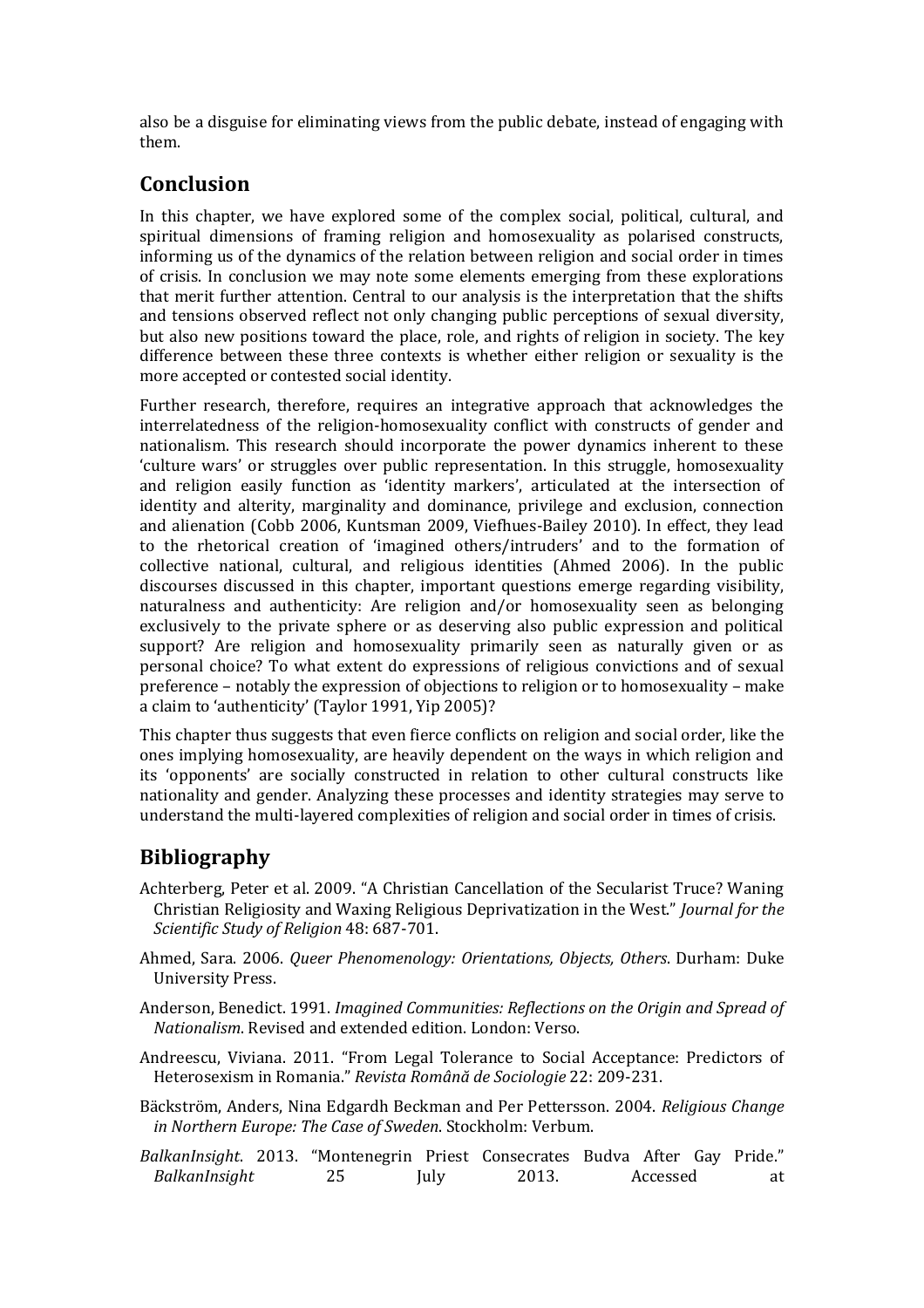also be a disguise for eliminating views from the public debate, instead of engaging with them.

## Conclusion

In this chapter, we have explored some of the complex social, political, cultural, and spiritual dimensions of framing religion and homosexuality as polarised constructs, informing us of the dynamics of the relation between religion and social order in times of crisis. In conclusion we may note some elements emerging from these explorations that merit further attention. Central to our analysis is the interpretation that the shifts and tensions observed reflect not only changing public perceptions of sexual diversity, but also new positions toward the place, role, and rights of religion in society. The key difference between these three contexts is whether either religion or sexuality is the more accepted or contested social identity.

Further research, therefore, requires an integrative approach that acknowledges the interrelatedness of the religion-homosexuality conflict with constructs of gender and nationalism. This research should incorporate the power dynamics inherent to these 'culture wars' or struggles over public representation. In this struggle, homosexuality and religion easily function as 'identity markers', articulated at the intersection of identity and alterity, marginality and dominance, privilege and exclusion, connection and alienation (Cobb 2006, Kuntsman 2009, Viefhues-Bailey 2010). In effect, they lead to the rhetorical creation of 'imagined others/intruders' and to the formation of collective national, cultural, and religious identities (Ahmed 2006). In the public discourses discussed in this chapter, important questions emerge regarding visibility, naturalness and authenticity: Are religion and/or homosexuality seen as belonging exclusively to the private sphere or as deserving also public expression and political support? Are religion and homosexuality primarily seen as naturally given or as personal choice? To what extent do expressions of religious convictions and of sexual preference – notably the expression of objections to religion or to homosexuality – make a claim to 'authenticity' (Taylor 1991, Yip 2005)?

This chapter thus suggests that even fierce conflicts on religion and social order, like the ones implying homosexuality, are heavily dependent on the ways in which religion and its 'opponents' are socially constructed in relation to other cultural constructs like nationality and gender. Analyzing these processes and identity strategies may serve to understand the multi-layered complexities of religion and social order in times of crisis.

## Bibliography

Achterberg, Peter et al. 2009. "A Christian Cancellation of the Secularist Truce? Waning Christian Religiosity and Waxing Religious Deprivatization in the West." *Journal for the Scientific Study of Religion* 48: 687-701.

Ahmed, Sara. 2006. *Queer Phenomenology: Orientations, Objects, Others*. Durham: Duke University Press.

Anderson, Benedict. 1991. *Imagined Communities: Reflections on the Origin and Spread of Nationalism*. Revised and extended edition. London: Verso.

Andreescu, Viviana. 2011. "From Legal Tolerance to Social Acceptance: Predictors of Heterosexism in Romania." *Revista Română de Sociologie* 22: 209-231.

Bäckström, Anders, Nina Edgardh Beckman and Per Pettersson. 2004. *Religious Change in Northern Europe: The Case of Sweden*. Stockholm: Verbum.

*BalkanInsight*. 2013. "Montenegrin Priest Consecrates Budva After Gay Pride." *BalkanInsight* 25 July 2013. Accessed at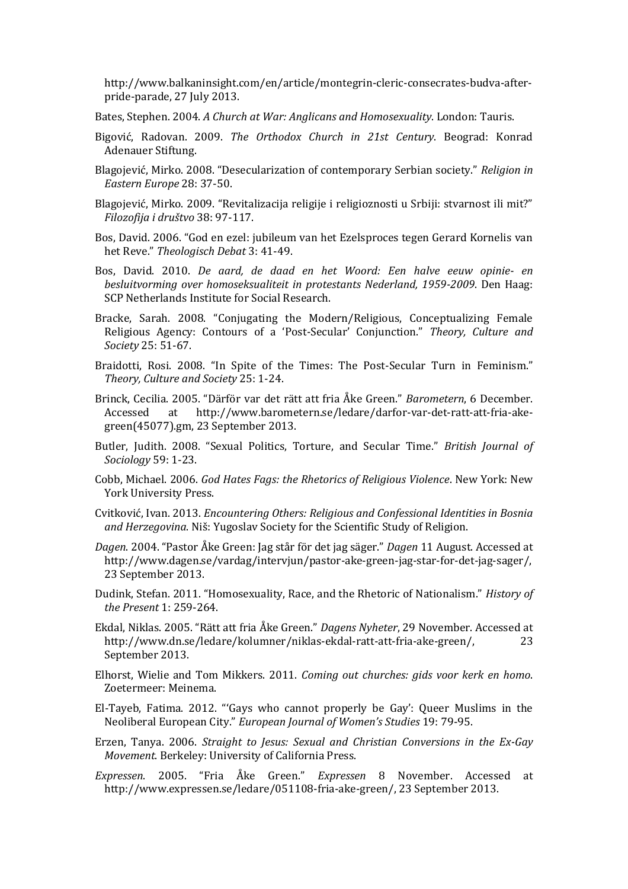http://www.balkaninsight.com/en/article/montegrin-cleric-consecrates-budva-after-pride-parade, 27 July 2013.

Bates, Stephen. 2004. *A Church at War: Anglicans and Homosexuality*. London: Tauris.

Bigović, Radovan. 2009. *The Orthodox Church in 21st Century*. Beograd: Konrad Adenauer Stiftung.

Blagojević, Mirko. 2008. "Desecularization of contemporary Serbian society." *Religion in Eastern Europe* 28: 37-50.

Blagojević, Mirko. 2009. "Revitalizacija religije i religioznosti u Srbiji: stvarnost ili mit?" *Filozofija i društvo* 38: 97-117.

Bos, David. 2006. "God en ezel: jubileum van het Ezelsproces tegen Gerard Kornelis van het Reve." *Theologisch Debat* 3: 41-49.

Bos, David. 2010. *De aard, de daad en het Woord: Een halve eeuw opinie- en besluitvorming over homoseksualiteit in protestants Nederland, 1959-2009*. Den Haag: SCP Netherlands Institute for Social Research.

Bracke, Sarah. 2008. "Conjugating the Modern/Religious, Conceptualizing Female Religious Agency: Contours of a 'Post-Secular' Conjunction." *Theory, Culture and Society* 25: 51-67.

Braidotti, Rosi. 2008. "In Spite of the Times: The Post-Secular Turn in Feminism." *Theory, Culture and Society* 25: 1-24.

Brinck, Cecilia. 2005. "Därför var det rätt att fria Åke Green." *Barometern*, 6 December. Accessed at http://www.barometern.se/ledare/darfor-var-det-ratt-att-fria-ake-green(45077).gm, 23 September 2013.

Butler, Judith. 2008. "Sexual Politics, Torture, and Secular Time." *British Journal of Sociology* 59: 1-23.

Cobb, Michael. 2006. *God Hates Fags: the Rhetorics of Religious Violence*. New York: New York University Press.

Cvitković, Ivan. 2013. *Encountering Others: Religious and Confessional Identities in Bosnia and Herzegovina*. Niš: Yugoslav Society for the Scientific Study of Religion.

*Dagen*. 2004. "Pastor Åke Green: Jag står för det jag säger." *Dagen* 11 August. Accessed at http://www.dagen.se/vardag/intervjun/pastor-ake-green-jag-star-for-det-jag-sager/, 23 September 2013.

Dudink, Stefan. 2011. "Homosexuality, Race, and the Rhetoric of Nationalism." *History of the Present* 1: 259-264.

Ekdal, Niklas. 2005. "Rätt att fria Åke Green." *Dagens Nyheter*, 29 November. Accessed at http://www.dn.se/ledare/kolumner/niklas-ekdal-ratt-att-fria-ake-green/, 23 September 2013.

Elhorst, Wielie and Tom Mikkers. 2011. *Coming out churches: gids voor kerk en homo*. Zoetermeer: Meinema.

El-Tayeb, Fatima. 2012. "'Gays who cannot properly be Gay': Queer Muslims in the Neoliberal European City." *European Journal of Women's Studies* 19: 79-95.

Erzen, Tanya. 2006. *Straight to Jesus: Sexual and Christian Conversions in the Ex-Gay Movement*. Berkeley: University of California Press.

*Expressen*. 2005. "Fria Åke Green." *Expressen* 8 November. Accessed at http://www.expressen.se/ledare/051108-fria-ake-green/, 23 September 2013.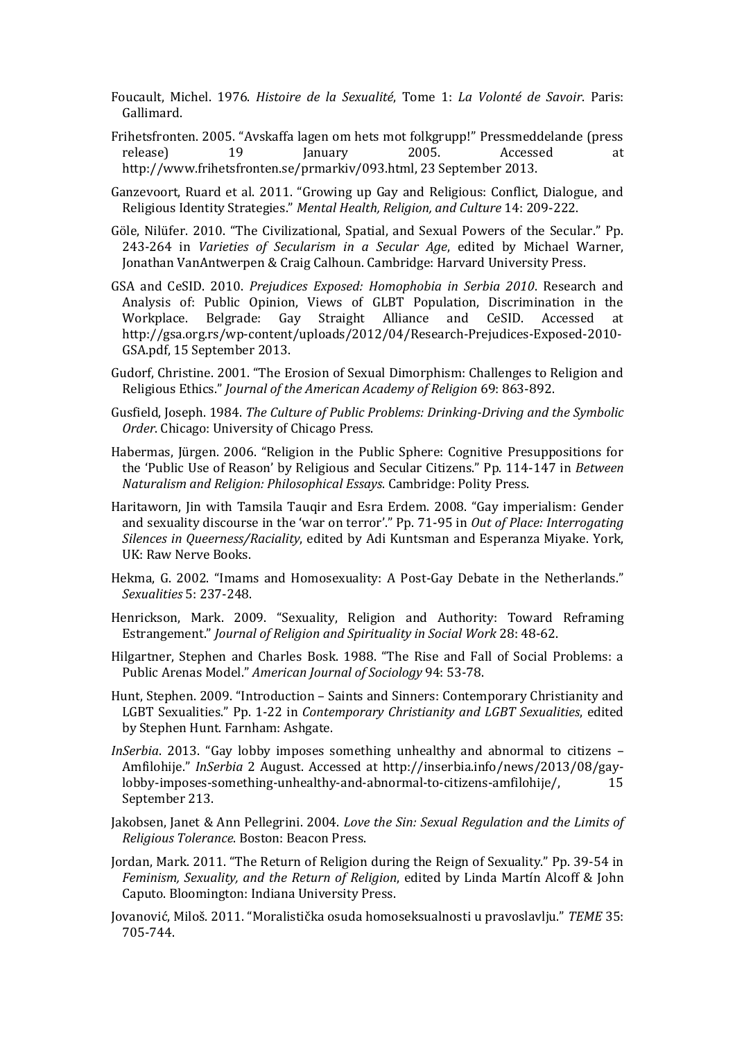Foucault, Michel. 1976. *Histoire de la Sexualité*, Tome 1: *La Volonté de Savoir*. Paris: Gallimard.

Frihetsfronten. 2005. "Avskaffa lagen om hets mot folkgrupp!" Pressmeddelande (press release) 19 January 2005. Accessed at http://www.frihetsfronten.se/prmarkiv/093.html, 23 September 2013.

Ganzevoort, Ruard et al. 2011. "Growing up Gay and Religious: Conflict, Dialogue, and Religious Identity Strategies." *Mental Health, Religion, and Culture* 14: 209-222.

Göle, Nilüfer. 2010. "The Civilizational, Spatial, and Sexual Powers of the Secular." Pp. 243-264 in *Varieties of Secularism in a Secular Age*, edited by Michael Warner, Jonathan VanAntwerpen & Craig Calhoun. Cambridge: Harvard University Press.

GSA and CeSID. 2010. *Prejudices Exposed: Homophobia in Serbia 2010*. Research and Analysis of: Public Opinion, Views of GLBT Population, Discrimination in the Workplace. Belgrade: Gay Straight Alliance and CeSID. Accessed at http://gsa.org.rs/wp-content/uploads/2012/04/Research-Prejudices-Exposed-2010-GSA.pdf, 15 September 2013.

Gudorf, Christine. 2001. "The Erosion of Sexual Dimorphism: Challenges to Religion and Religious Ethics." *Journal of the American Academy of Religion* 69: 863-892.

Gusfield, Joseph. 1984. *The Culture of Public Problems: Drinking-Driving and the Symbolic Order*. Chicago: University of Chicago Press.

Habermas, Jürgen. 2006. "Religion in the Public Sphere: Cognitive Presuppositions for the 'Public Use of Reason' by Religious and Secular Citizens." Pp. 114-147 in *Between Naturalism and Religion: Philosophical Essays*. Cambridge: Polity Press.

Haritaworn, Jin with Tamsila Tauqir and Esra Erdem. 2008. "Gay imperialism: Gender and sexuality discourse in the 'war on terror'." Pp. 71-95 in *Out of Place: Interrogating Silences in Queerness/Raciality*, edited by Adi Kuntsman and Esperanza Miyake. York, UK: Raw Nerve Books.

Hekma, G. 2002. "Imams and Homosexuality: A Post-Gay Debate in the Netherlands." *Sexualities* 5: 237-248.

Henrickson, Mark. 2009. "Sexuality, Religion and Authority: Toward Reframing Estrangement." *Journal of Religion and Spirituality in Social Work* 28: 48-62.

Hilgartner, Stephen and Charles Bosk. 1988. "The Rise and Fall of Social Problems: a Public Arenas Model." *American Journal of Sociology* 94: 53-78.

Hunt, Stephen. 2009. "Introduction – Saints and Sinners: Contemporary Christianity and LGBT Sexualities." Pp. 1-22 in *Contemporary Christianity and LGBT Sexualities*, edited by Stephen Hunt. Farnham: Ashgate.

*InSerbia*. 2013. "Gay lobby imposes something unhealthy and abnormal to citizens – Amfilohije." *InSerbia* 2 August. Accessed at http://inserbia.info/news/2013/08/gay-lobby-imposes-something-unhealthy-and-abnormal-to-citizens-amfilohije/, 15 September 213.

Jakobsen, Janet & Ann Pellegrini. 2004. *Love the Sin: Sexual Regulation and the Limits of Religious Tolerance*. Boston: Beacon Press.

Jordan, Mark. 2011. "The Return of Religion during the Reign of Sexuality." Pp. 39-54 in *Feminism, Sexuality, and the Return of Religion*, edited by Linda Martín Alcoff & John Caputo. Bloomington: Indiana University Press.

Jovanović, Miloš. 2011. "Moralistička osuda homoseksualnosti u pravoslavlju." *TEME* 35: 705-744.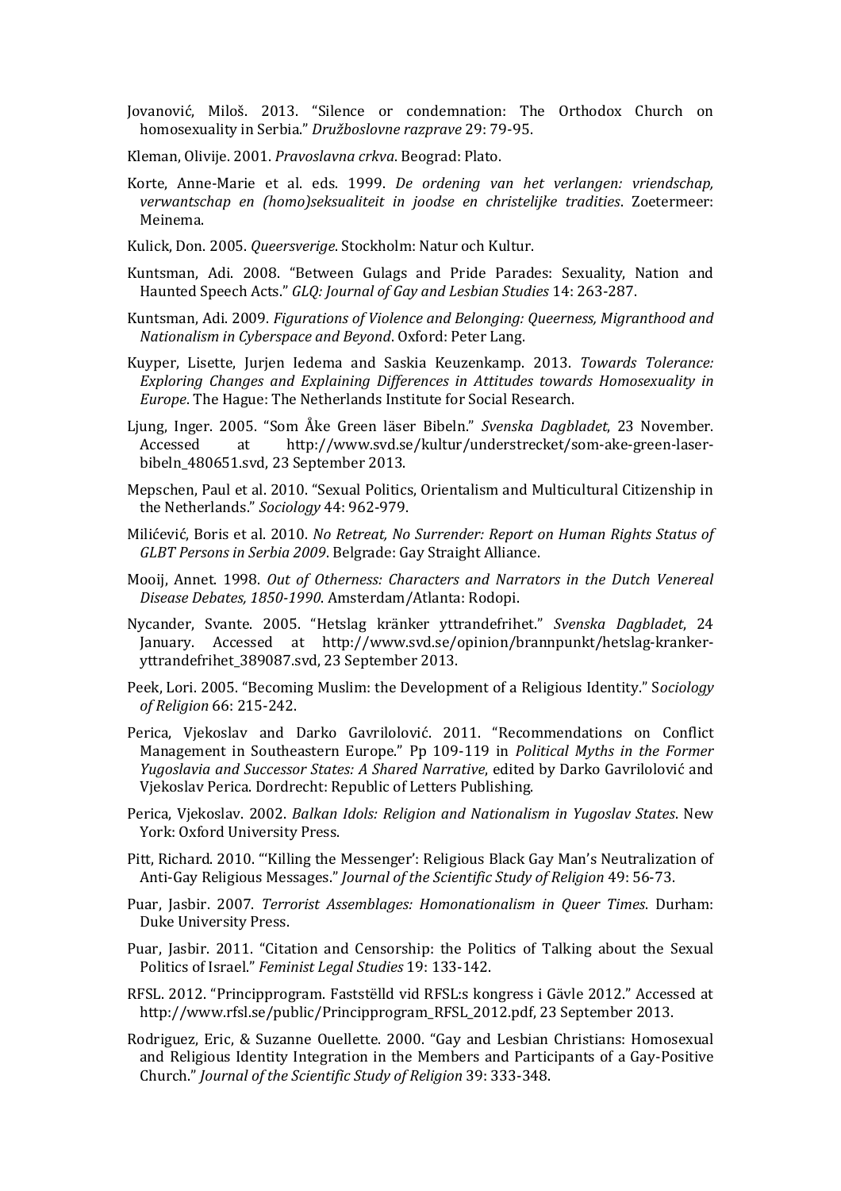Jovanović, Miloš. 2013. "Silence or condemnation: The Orthodox Church on homosexuality in Serbia." *Družboslovne razprave* 29: 79-95.

Kleman, Olivije. 2001. *Pravoslavna crkva*. Beograd: Plato.

Korte, Anne-Marie et al. eds. 1999. *De ordening van het verlangen: vriendschap, verwantschap en (homo)seksualiteit in joodse en christelijke tradities*. Zoetermeer: Meinema.

Kulick, Don. 2005. *Queersverige*. Stockholm: Natur och Kultur.

Kuntsman, Adi. 2008. "Between Gulags and Pride Parades: Sexuality, Nation and Haunted Speech Acts." *GLQ: Journal of Gay and Lesbian Studies* 14: 263-287.

Kuntsman, Adi. 2009. *Figurations of Violence and Belonging: Queerness, Migranthood and Nationalism in Cyberspace and Beyond*. Oxford: Peter Lang.

Kuyper, Lisette, Jurjen Iedema and Saskia Keuzenkamp. 2013. *Towards Tolerance: Exploring Changes and Explaining Differences in Attitudes towards Homosexuality in Europe*. The Hague: The Netherlands Institute for Social Research.

Ljung, Inger. 2005. "Som Åke Green läser Bibeln." *Svenska Dagbladet*, 23 November. Accessed at http://www.svd.se/kultur/understrecket/som-ake-green-laser-bibeln_480651.svd, 23 September 2013.

Mepschen, Paul et al. 2010. "Sexual Politics, Orientalism and Multicultural Citizenship in the Netherlands." *Sociology* 44: 962-979.

Milićević, Boris et al. 2010. *No Retreat, No Surrender: Report on Human Rights Status of GLBT Persons in Serbia 2009*. Belgrade: Gay Straight Alliance.

Mooij, Annet. 1998. *Out of Otherness: Characters and Narrators in the Dutch Venereal Disease Debates, 1850-1990*. Amsterdam/Atlanta: Rodopi.

Nycander, Svante. 2005. "Hetslag kränker yttrandefrihet." *Svenska Dagbladet*, 24 January. Accessed at http://www.svd.se/opinion/brannpunkt/hetslag-kranker-yttrandefrihet_389087.svd, 23 September 2013.

Peek, Lori. 2005. "Becoming Muslim: the Development of a Religious Identity." *Sociology of Religion* 66: 215-242.

Perica, Vjekoslav and Darko Gavrilolović. 2011. "Recommendations on Conflict Management in Southeastern Europe." Pp 109-119 in *Political Myths in the Former Yugoslavia and Successor States: A Shared Narrative*, edited by Darko Gavrilolović and Vjekoslav Perica. Dordrecht: Republic of Letters Publishing.

Perica, Vjekoslav. 2002. *Balkan Idols: Religion and Nationalism in Yugoslav States*. New York: Oxford University Press.

Pitt, Richard. 2010. "'Killing the Messenger': Religious Black Gay Man's Neutralization of Anti-Gay Religious Messages." *Journal of the Scientific Study of Religion* 49: 56-73.

Puar, Jasbir. 2007. *Terrorist Assemblages: Homonationalism in Queer Times*. Durham: Duke University Press.

Puar, Jasbir. 2011. "Citation and Censorship: the Politics of Talking about the Sexual Politics of Israel." *Feminist Legal Studies* 19: 133-142.

RFSL. 2012. "Principprogram. Fastställd vid RFSL:s kongress i Gävle 2012." Accessed at http://www.rfsl.se/public/Principprogram_RFSL_2012.pdf, 23 September 2013.

Rodriguez, Eric, & Suzanne Ouellette. 2000. "Gay and Lesbian Christians: Homosexual and Religious Identity Integration in the Members and Participants of a Gay-Positive Church." *Journal of the Scientific Study of Religion* 39: 333-348.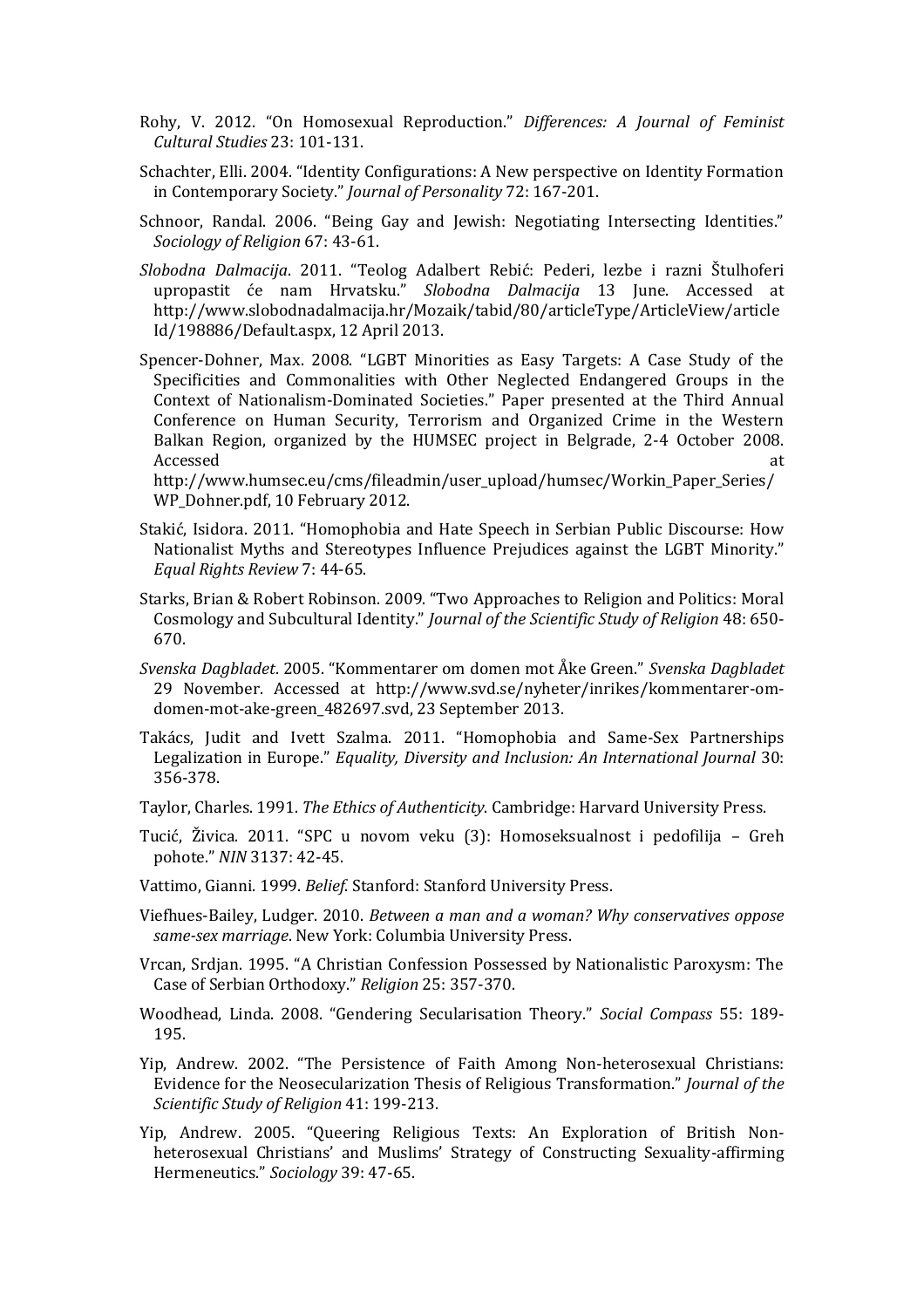Rohy, V. 2012. "On Homosexual Reproduction." *Differences: A Journal of Feminist Cultural Studies* 23: 101-131.

Schachter, Elli. 2004. "Identity Configurations: A New perspective on Identity Formation in Contemporary Society." *Journal of Personality* 72: 167-201.

Schnoor, Randal. 2006. "Being Gay and Jewish: Negotiating Intersecting Identities." *Sociology of Religion* 67: 43-61.

*Slobodna Dalmacija*. 2011. "Teolog Adalbert Rebić: Pederi, lezbe i razni Štulhoferi upropastit će nam Hrvatsku." *Slobodna Dalmacija* 13 June. Accessed at http://www.slobodnadalmacija.hr/Mozaik/tabid/80/articleType/ArticleView/articleId/198886/Default.aspx, 12 April 2013.

Spencer-Dohner, Max. 2008. "LGBT Minorities as Easy Targets: A Case Study of the Specificities and Commonalities with Other Neglected Endangered Groups in the Context of Nationalism-Dominated Societies." Paper presented at the Third Annual Conference on Human Security, Terrorism and Organized Crime in the Western Balkan Region, organized by the HUMSEC project in Belgrade, 2-4 October 2008. Accessed at http://www.humsec.eu/cms/fileadmin/user_upload/humsec/Workin_Paper_Series/WP_Dohner.pdf, 10 February 2012.

Stakić, Isidora. 2011. "Homophobia and Hate Speech in Serbian Public Discourse: How Nationalist Myths and Stereotypes Influence Prejudices against the LGBT Minority." *Equal Rights Review* 7: 44-65.

Starks, Brian & Robert Robinson. 2009. "Two Approaches to Religion and Politics: Moral Cosmology and Subcultural Identity." *Journal of the Scientific Study of Religion* 48: 650-670.

*Svenska Dagbladet*. 2005. "Kommentarer om domen mot Åke Green." *Svenska Dagbladet* 29 November. Accessed at http://www.svd.se/nyheter/inrikes/kommentarer-om-domen-mot-ake-green_482697.svd, 23 September 2013.

Takács, Judit and Ivett Szalma. 2011. "Homophobia and Same-Sex Partnerships Legalization in Europe." *Equality, Diversity and Inclusion: An International Journal* 30: 356-378.

Taylor, Charles. 1991. *The Ethics of Authenticity*. Cambridge: Harvard University Press.

Tucić, Živica. 2011. "SPC u novom veku (3): Homoseksualnost i pedofilija – Greh pohote." *NIN* 3137: 42-45.

Vattimo, Gianni. 1999. *Belief*. Stanford: Stanford University Press.

Viefhues-Bailey, Ludger. 2010. *Between a man and a woman? Why conservatives oppose same-sex marriage*. New York: Columbia University Press.

Vrcan, Srdjan. 1995. "A Christian Confession Possessed by Nationalistic Paroxysm: The Case of Serbian Orthodoxy." *Religion* 25: 357-370.

Woodhead, Linda. 2008. "Gendering Secularisation Theory." *Social Compass* 55: 189-195.

Yip, Andrew. 2002. "The Persistence of Faith Among Non-heterosexual Christians: Evidence for the Neosecularization Thesis of Religious Transformation." *Journal of the Scientific Study of Religion* 41: 199-213.

Yip, Andrew. 2005. "Queering Religious Texts: An Exploration of British Non-heterosexual Christians' and Muslims' Strategy of Constructing Sexuality-affirming Hermeneutics." *Sociology* 39: 47-65.